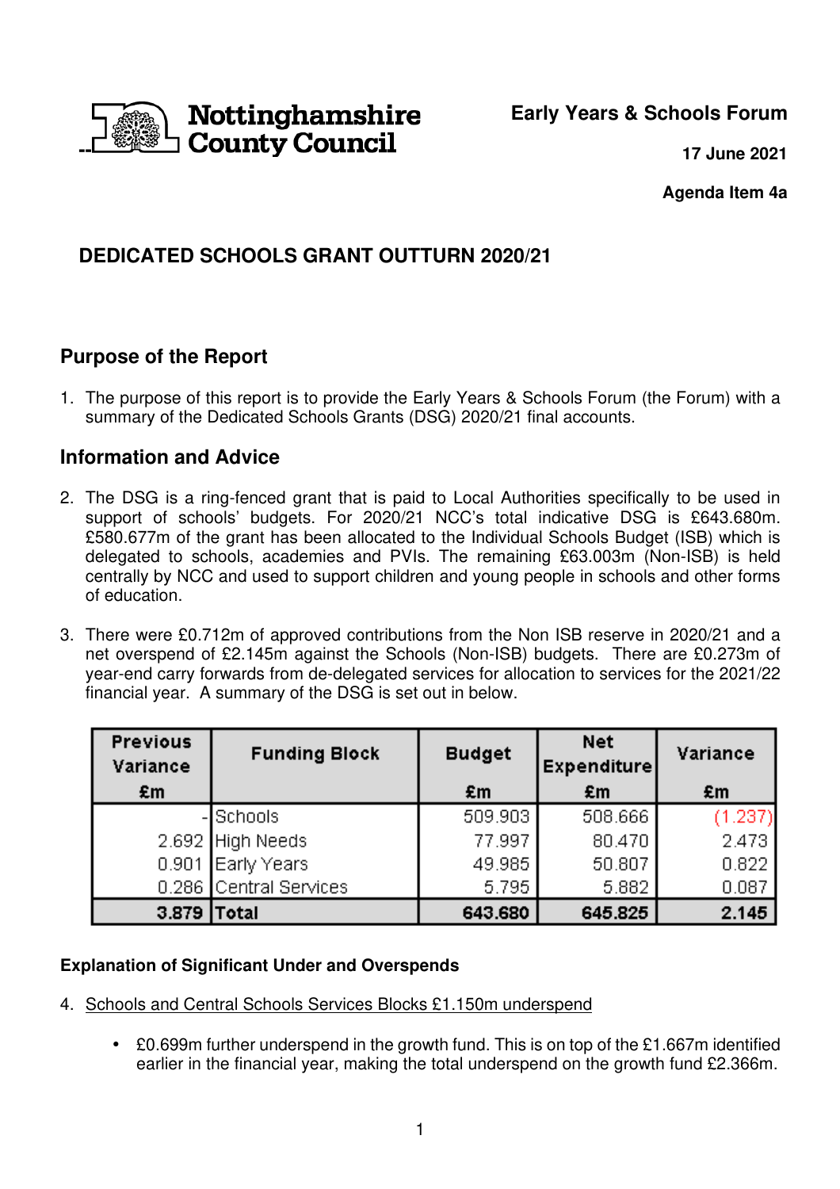Nottinghamshire County Council

**Early Years & Schools Forum**

**17 June 2021**

**Agenda Item 4a**

## DEDICATED SCHOOLS GRANT OUTTURN 2020/21

## Purpose of the Report

1. The purpose of this report is to provide the Early Years & Schools Forum (the Forum) with a summary of the Dedicated Schools Grants (DSG) 2020/21 final accounts.

## Information and Advice

2. The DSG is a ring-fenced grant that is paid to Local Authorities specifically to be used in support of schools' budgets. For 2020/21 NCC's total indicative DSG is £643.680m. £580.677m of the grant has been allocated to the Individual Schools Budget (ISB) which is delegated to schools, academies and PVIs. The remaining £63.003m (Non-ISB) is held centrally by NCC and used to support children and young people in schools and other forms of education.

3. There were £0.712m of approved contributions from the Non ISB reserve in 2020/21 and a net overspend of £2.145m against the Schools (Non-ISB) budgets. There are £0.273m of year-end carry forwards from de-delegated services for allocation to services for the 2021/22 financial year. A summary of the DSG is set out in below.

| Previous Variance £m | Funding Block | Budget £m | Net Expenditure £m | Variance £m |
|---|---|---|---|---|
| - | Schools | 509.903 | 508.666 | (1.237) |
| 2.692 | High Needs | 77.997 | 80.470 | 2.473 |
| 0.901 | Early Years | 49.985 | 50.807 | 0.822 |
| 0.286 | Central Services | 5.795 | 5.882 | 0.087 |
| **3.879** | **Total** | **643.680** | **645.825** | **2.145** |

**Explanation of Significant Under and Overspends**

4. Schools and Central Schools Services Blocks £1.150m underspend

   - £0.699m further underspend in the growth fund. This is on top of the £1.667m identified earlier in the financial year, making the total underspend on the growth fund £2.366m.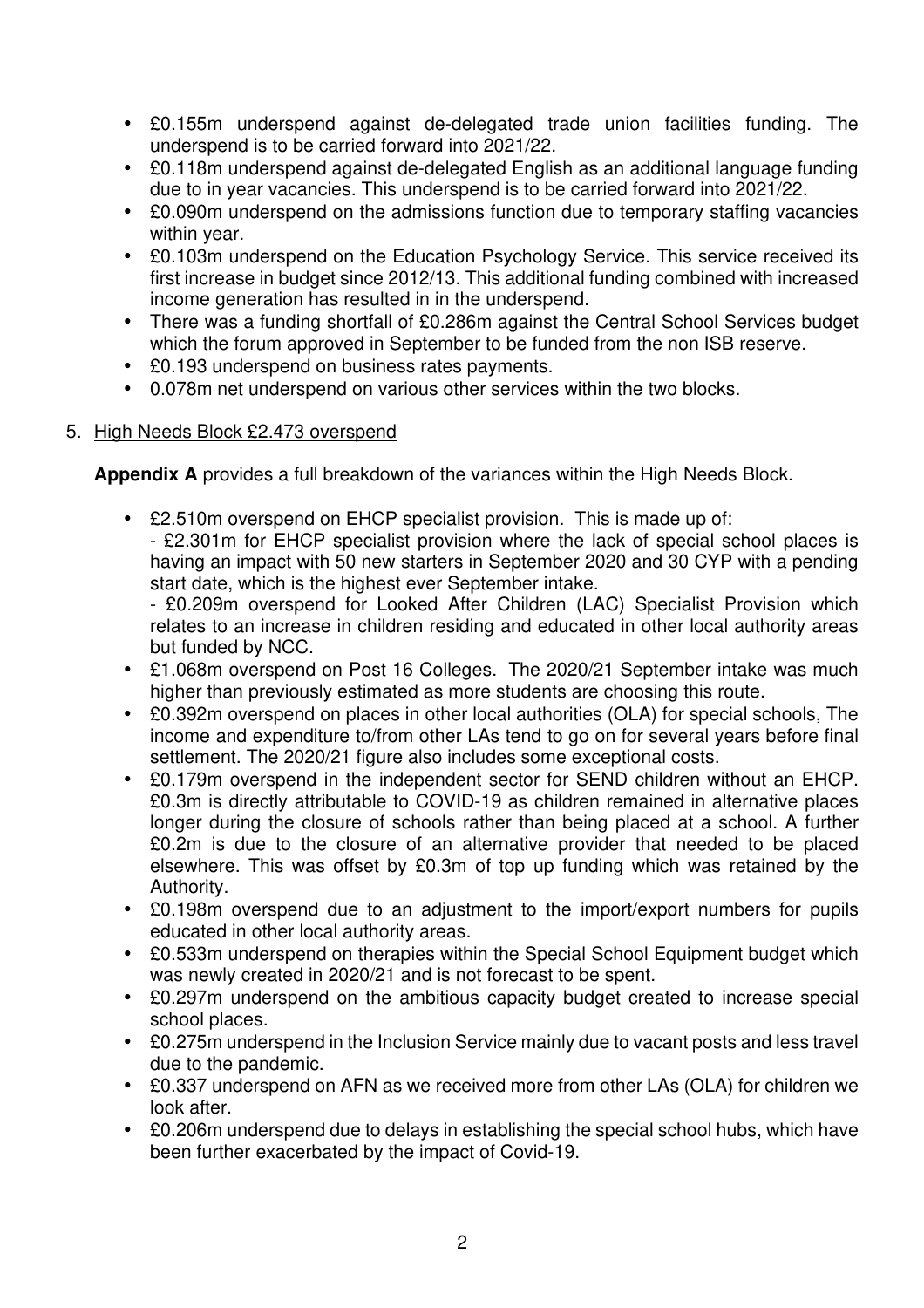- £0.155m underspend against de-delegated trade union facilities funding. The underspend is to be carried forward into 2021/22.
- £0.118m underspend against de-delegated English as an additional language funding due to in year vacancies. This underspend is to be carried forward into 2021/22.
- £0.090m underspend on the admissions function due to temporary staffing vacancies within year.
- £0.103m underspend on the Education Psychology Service. This service received its first increase in budget since 2012/13. This additional funding combined with increased income generation has resulted in in the underspend.
- There was a funding shortfall of £0.286m against the Central School Services budget which the forum approved in September to be funded from the non ISB reserve.
- £0.193 underspend on business rates payments.
- 0.078m net underspend on various other services within the two blocks.

5. <u>High Needs Block £2.473 overspend</u>

**Appendix A** provides a full breakdown of the variances within the High Needs Block.

- £2.510m overspend on EHCP specialist provision. This is made up of:
  - £2.301m for EHCP specialist provision where the lack of special school places is having an impact with 50 new starters in September 2020 and 30 CYP with a pending start date, which is the highest ever September intake.
  - £0.209m overspend for Looked After Children (LAC) Specialist Provision which relates to an increase in children residing and educated in other local authority areas but funded by NCC.
- £1.068m overspend on Post 16 Colleges. The 2020/21 September intake was much higher than previously estimated as more students are choosing this route.
- £0.392m overspend on places in other local authorities (OLA) for special schools, The income and expenditure to/from other LAs tend to go on for several years before final settlement. The 2020/21 figure also includes some exceptional costs.
- £0.179m overspend in the independent sector for SEND children without an EHCP. £0.3m is directly attributable to COVID-19 as children remained in alternative places longer during the closure of schools rather than being placed at a school. A further £0.2m is due to the closure of an alternative provider that needed to be placed elsewhere. This was offset by £0.3m of top up funding which was retained by the Authority.
- £0.198m overspend due to an adjustment to the import/export numbers for pupils educated in other local authority areas.
- £0.533m underspend on therapies within the Special School Equipment budget which was newly created in 2020/21 and is not forecast to be spent.
- £0.297m underspend on the ambitious capacity budget created to increase special school places.
- £0.275m underspend in the Inclusion Service mainly due to vacant posts and less travel due to the pandemic.
- £0.337 underspend on AFN as we received more from other LAs (OLA) for children we look after.
- £0.206m underspend due to delays in establishing the special school hubs, which have been further exacerbated by the impact of Covid-19.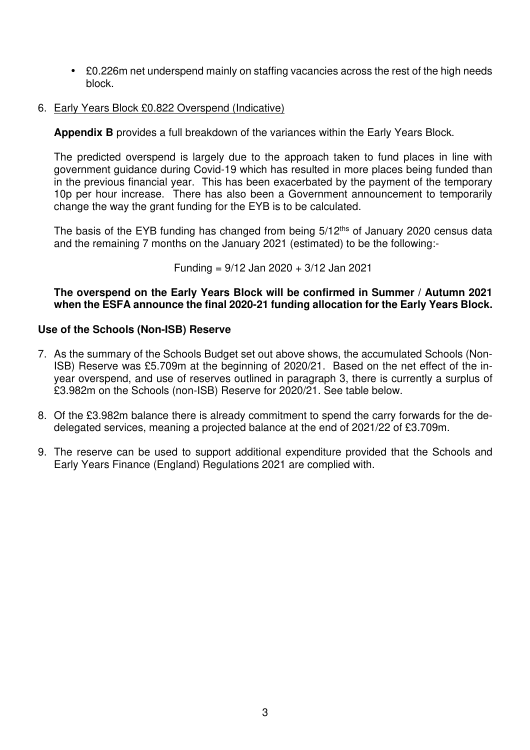- £0.226m net underspend mainly on staffing vacancies across the rest of the high needs block.

6. Early Years Block £0.822 Overspend (Indicative)

   **Appendix B** provides a full breakdown of the variances within the Early Years Block.

   The predicted overspend is largely due to the approach taken to fund places in line with government guidance during Covid-19 which has resulted in more places being funded than in the previous financial year. This has been exacerbated by the payment of the temporary 10p per hour increase. There has also been a Government announcement to temporarily change the way the grant funding for the EYB is to be calculated.

   The basis of the EYB funding has changed from being 5/12[ths] of January 2020 census data and the remaining 7 months on the January 2021 (estimated) to be the following:-

   Funding = 9/12 Jan 2020 + 3/12 Jan 2021

   **The overspend on the Early Years Block will be confirmed in Summer / Autumn 2021 when the ESFA announce the final 2020-21 funding allocation for the Early Years Block.**

**Use of the Schools (Non-ISB) Reserve**

7. As the summary of the Schools Budget set out above shows, the accumulated Schools (Non-ISB) Reserve was £5.709m at the beginning of 2020/21. Based on the net effect of the in-year overspend, and use of reserves outlined in paragraph 3, there is currently a surplus of £3.982m on the Schools (non-ISB) Reserve for 2020/21. See table below.

8. Of the £3.982m balance there is already commitment to spend the carry forwards for the de-delegated services, meaning a projected balance at the end of 2021/22 of £3.709m.

9. The reserve can be used to support additional expenditure provided that the Schools and Early Years Finance (England) Regulations 2021 are complied with.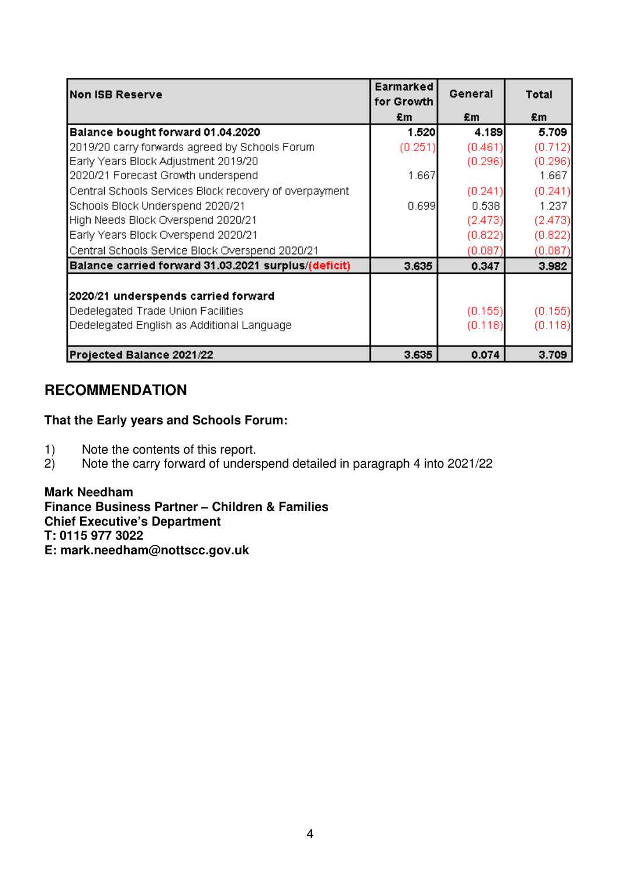| Non ISB Reserve | Earmarked for Growth £m | General £m | Total £m |
|---|---|---|---|
| **Balance bought forward 01.04.2020** | **1.520** | **4.189** | **5.709** |
| 2019/20 carry forwards agreed by Schools Forum | (0.251) | (0.461) | (0.712) |
| Early Years Block Adjustment 2019/20 | | (0.296) | (0.296) |
| 2020/21 Forecast Growth underspend | 1.667 | | 1.667 |
| Central Schools Services Block recovery of overpayment | | (0.241) | (0.241) |
| Schools Block Underspend 2020/21 | 0.699 | 0.538 | 1.237 |
| High Needs Block Overspend 2020/21 | | (2.473) | (2.473) |
| Early Years Block Overspend 2020/21 | | (0.822) | (0.822) |
| Central Schools Service Block Overspend 2020/21 | | (0.087) | (0.087) |
| **Balance carried forward 31.03.2021 surplus/(deficit)** | **3.635** | **0.347** | **3.982** |
| **2020/21 underspends carried forward** | | | |
| Dedelegated Trade Union Facilities | | (0.155) | (0.155) |
| Dedelegated English as Additional Language | | (0.118) | (0.118) |
| **Projected Balance 2021/22** | **3.635** | **0.074** | **3.709** |

## RECOMMENDATION

**That the Early years and Schools Forum:**

1) Note the contents of this report.
2) Note the carry forward of underspend detailed in paragraph 4 into 2021/22

**Mark Needham**
**Finance Business Partner – Children & Families**
**Chief Executive's Department**
**T: 0115 977 3022**
**E: mark.needham@nottscc.gov.uk**